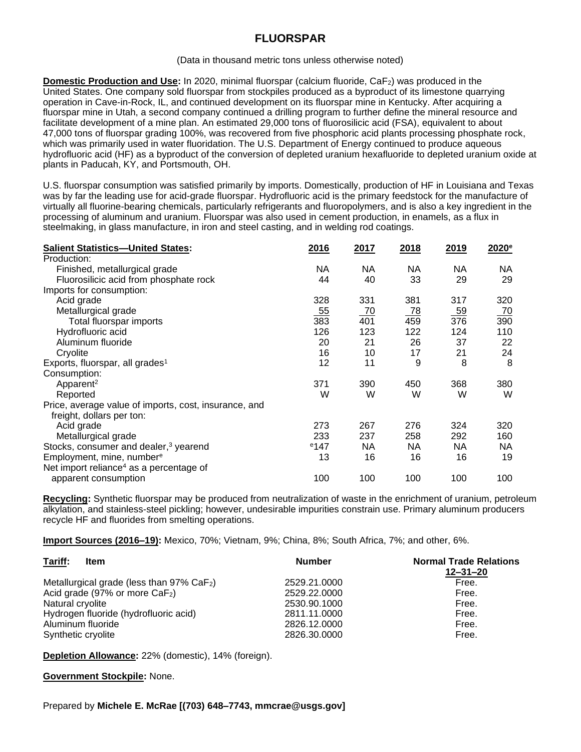# FLUORSPAR

(Data in thousand metric tons unless otherwise noted)

**Domestic Production and Use:** In 2020, minimal fluorspar (calcium fluoride, $CaF_2$) was produced in the United States. One company sold fluorspar from stockpiles produced as a byproduct of its limestone quarrying operation in Cave-in-Rock, IL, and continued development on its fluorspar mine in Kentucky. After acquiring a fluorspar mine in Utah, a second company continued a drilling program to further define the mineral resource and facilitate development of a mine plan. An estimated 29,000 tons of fluorosilicic acid (FSA), equivalent to about 47,000 tons of fluorspar grading 100%, was recovered from five phosphoric acid plants processing phosphate rock, which was primarily used in water fluoridation. The U.S. Department of Energy continued to produce aqueous hydrofluoric acid (HF) as a byproduct of the conversion of depleted uranium hexafluoride to depleted uranium oxide at plants in Paducah, KY, and Portsmouth, OH.

U.S. fluorspar consumption was satisfied primarily by imports. Domestically, production of HF in Louisiana and Texas was by far the leading use for acid-grade fluorspar. Hydrofluoric acid is the primary feedstock for the manufacture of virtually all fluorine-bearing chemicals, particularly refrigerants and fluoropolymers, and is also a key ingredient in the processing of aluminum and uranium. Fluorspar was also used in cement production, in enamels, as a flux in steelmaking, in glass manufacture, in iron and steel casting, and in welding rod coatings.

| **Salient Statistics—United States:** | **2016** | **2017** | **2018** | **2019** | **2020[e]** |
|---|---|---|---|---|---|
| Production: | | | | | |
| Finished, metallurgical grade | NA | NA | NA | NA | NA |
| Fluorosilicic acid from phosphate rock | 44 | 40 | 33 | 29 | 29 |
| Imports for consumption: | | | | | |
| Acid grade | 328 | 331 | 381 | 317 | 320 |
| Metallurgical grade | 55 | 70 | 78 | 59 | 70 |
| Total fluorspar imports | 383 | 401 | 459 | 376 | 390 |
| Hydrofluoric acid | 126 | 123 | 122 | 124 | 110 |
| Aluminum fluoride | 20 | 21 | 26 | 37 | 22 |
| Cryolite | 16 | 10 | 17 | 21 | 24 |
| Exports, fluorspar, all grades[1] | 12 | 11 | 9 | 8 | 8 |
| Consumption: | | | | | |
| Apparent[2] | 371 | 390 | 450 | 368 | 380 |
| Reported | W | W | W | W | W |
| Price, average value of imports, cost, insurance, and freight, dollars per ton: | | | | | |
| Acid grade | 273 | 267 | 276 | 324 | 320 |
| Metallurgical grade | 233 | 237 | 258 | 292 | 160 |
| Stocks, consumer and dealer,[3] yearend | [e]147 | NA | NA | NA | NA |
| Employment, mine, number[e] | 13 | 16 | 16 | 16 | 19 |
| Net import reliance[4] as a percentage of apparent consumption | 100 | 100 | 100 | 100 | 100 |

**Recycling:** Synthetic fluorspar may be produced from neutralization of waste in the enrichment of uranium, petroleum alkylation, and stainless-steel pickling; however, undesirable impurities constrain use. Primary aluminum producers recycle HF and fluorides from smelting operations.

**Import Sources (2016–19):** Mexico, 70%; Vietnam, 9%; China, 8%; South Africa, 7%; and other, 6%.

| **Tariff:** Item | **Number** | **Normal Trade Relations 12–31–20** |
|---|---|---|
| Metallurgical grade (less than 97% $CaF_2$) | 2529.21.0000 | Free. |
| Acid grade (97% or more $CaF_2$) | 2529.22.0000 | Free. |
| Natural cryolite | 2530.90.1000 | Free. |
| Hydrogen fluoride (hydrofluoric acid) | 2811.11.0000 | Free. |
| Aluminum fluoride | 2826.12.0000 | Free. |
| Synthetic cryolite | 2826.30.0000 | Free. |

**Depletion Allowance:** 22% (domestic), 14% (foreign).

**Government Stockpile:** None.

Prepared by **Michele E. McRae [(703) 648–7743, mmcrae@usgs.gov]**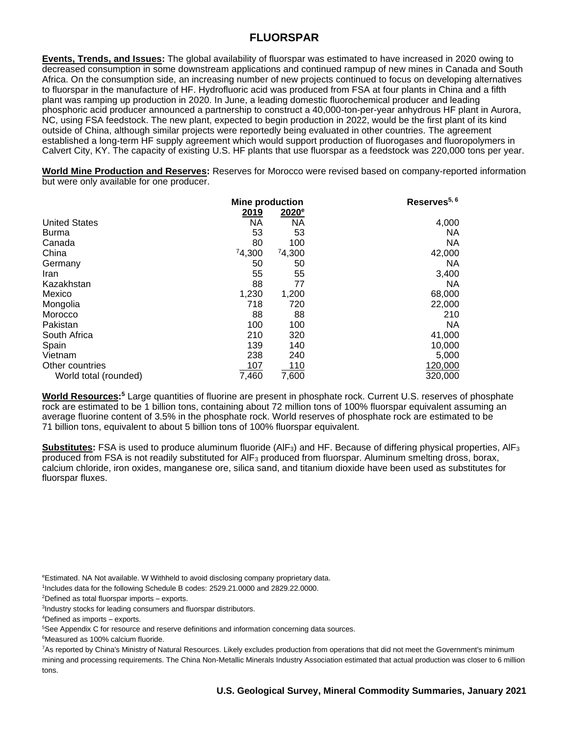# FLUORSPAR

**Events, Trends, and Issues:** The global availability of fluorspar was estimated to have increased in 2020 owing to decreased consumption in some downstream applications and continued rampup of new mines in Canada and South Africa. On the consumption side, an increasing number of new projects continued to focus on developing alternatives to fluorspar in the manufacture of HF. Hydrofluoric acid was produced from FSA at four plants in China and a fifth plant was ramping up production in 2020. In June, a leading domestic fluorochemical producer and leading phosphoric acid producer announced a partnership to construct a 40,000-ton-per-year anhydrous HF plant in Aurora, NC, using FSA feedstock. The new plant, expected to begin production in 2022, would be the first plant of its kind outside of China, although similar projects were reportedly being evaluated in other countries. The agreement established a long-term HF supply agreement which would support production of fluorogases and fluoropolymers in Calvert City, KY. The capacity of existing U.S. HF plants that use fluorspar as a feedstock was 220,000 tons per year.

**World Mine Production and Reserves:** Reserves for Morocco were revised based on company-reported information but were only available for one producer.

| | Mine production | | Reserves[5, 6] |
|---|---|---|---|
| | 2019 | 2020[e] | |
| United States | NA | NA | 4,000 |
| Burma | 53 | 53 | NA |
| Canada | 80 | 100 | NA |
| China | [7]4,300 | [7]4,300 | 42,000 |
| Germany | 50 | 50 | NA |
| Iran | 55 | 55 | 3,400 |
| Kazakhstan | 88 | 77 | NA |
| Mexico | 1,230 | 1,200 | 68,000 |
| Mongolia | 718 | 720 | 22,000 |
| Morocco | 88 | 88 | 210 |
| Pakistan | 100 | 100 | NA |
| South Africa | 210 | 320 | 41,000 |
| Spain | 139 | 140 | 10,000 |
| Vietnam | 238 | 240 | 5,000 |
| Other countries | 107 | 110 | 120,000 |
| World total (rounded) | 7,460 | 7,600 | 320,000 |

**World Resources:[5]** Large quantities of fluorine are present in phosphate rock. Current U.S. reserves of phosphate rock are estimated to be 1 billion tons, containing about 72 million tons of 100% fluorspar equivalent assuming an average fluorine content of 3.5% in the phosphate rock. World reserves of phosphate rock are estimated to be 71 billion tons, equivalent to about 5 billion tons of 100% fluorspar equivalent.

**Substitutes:** FSA is used to produce aluminum fluoride ($AlF_3$) and HF. Because of differing physical properties, $AlF_3$ produced from FSA is not readily substituted for $AlF_3$ produced from fluorspar. Aluminum smelting dross, borax, calcium chloride, iron oxides, manganese ore, silica sand, and titanium dioxide have been used as substitutes for fluorspar fluxes.

[e]Estimated. NA Not available. W Withheld to avoid disclosing company proprietary data.
[1]Includes data for the following Schedule B codes: 2529.21.0000 and 2829.22.0000.
[2]Defined as total fluorspar imports – exports.
[3]Industry stocks for leading consumers and fluorspar distributors.
[4]Defined as imports – exports.
[5]See Appendix C for resource and reserve definitions and information concerning data sources.
[6]Measured as 100% calcium fluoride.
[7]As reported by China's Ministry of Natural Resources. Likely excludes production from operations that did not meet the Government's minimum mining and processing requirements. The China Non-Metallic Minerals Industry Association estimated that actual production was closer to 6 million tons.